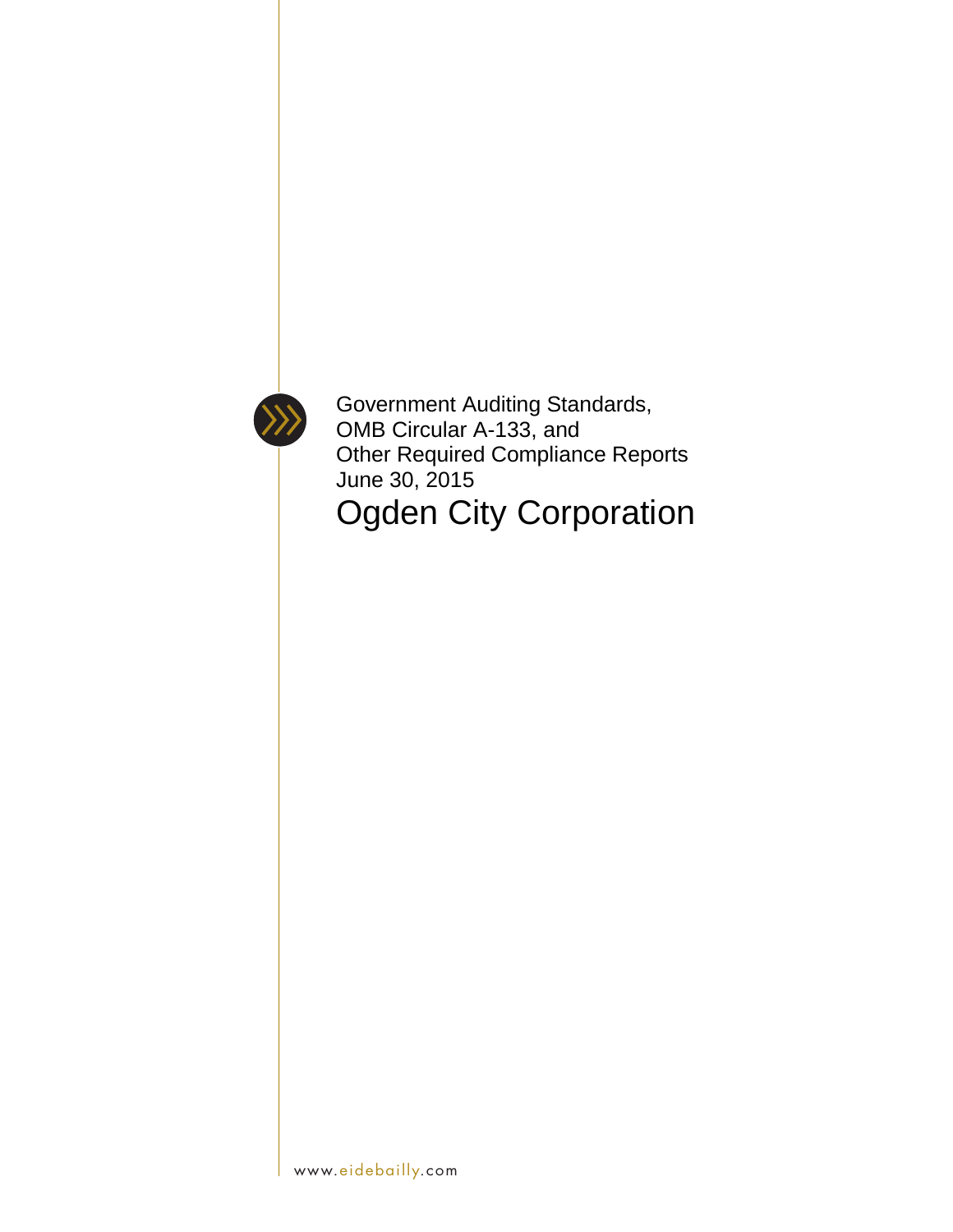Government Auditing Standards,
OMB Circular A-133, and
Other Required Compliance Reports
June 30, 2015

# Ogden City Corporation

www.eidebailly.com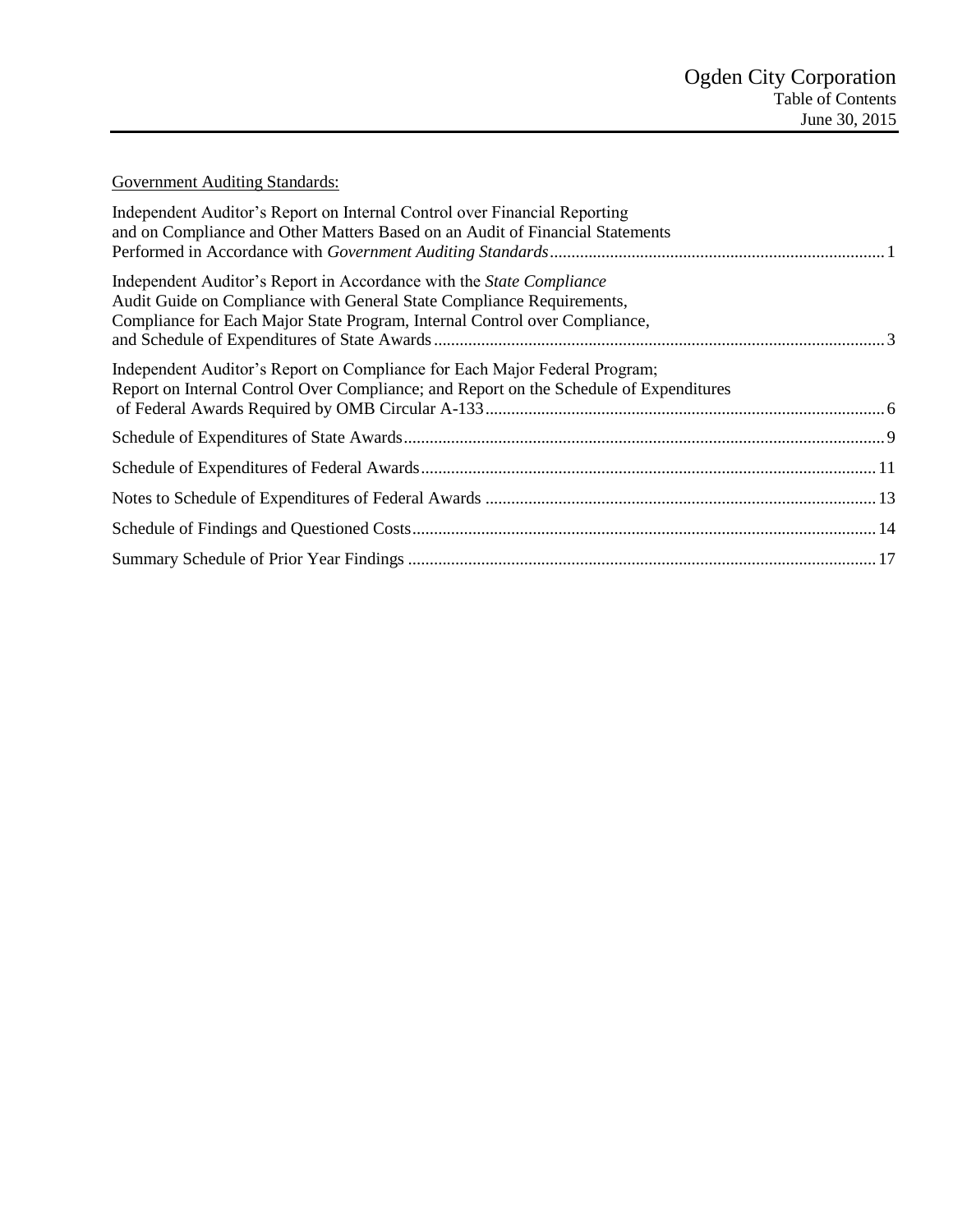# Ogden City Corporation

## Table of Contents

June 30, 2015

<u>Government Auditing Standards:</u>

| | |
|---|---|
| Independent Auditor's Report on Internal Control over Financial Reporting and on Compliance and Other Matters Based on an Audit of Financial Statements Performed in Accordance with *Government Auditing Standards* | 1 |
| Independent Auditor's Report in Accordance with the *State Compliance* Audit Guide on Compliance with General State Compliance Requirements, Compliance for Each Major State Program, Internal Control over Compliance, and Schedule of Expenditures of State Awards | 3 |
| Independent Auditor's Report on Compliance for Each Major Federal Program; Report on Internal Control Over Compliance; and Report on the Schedule of Expenditures of Federal Awards Required by OMB Circular A-133 | 6 |
| Schedule of Expenditures of State Awards | 9 |
| Schedule of Expenditures of Federal Awards | 11 |
| Notes to Schedule of Expenditures of Federal Awards | 13 |
| Schedule of Findings and Questioned Costs | 14 |
| Summary Schedule of Prior Year Findings | 17 |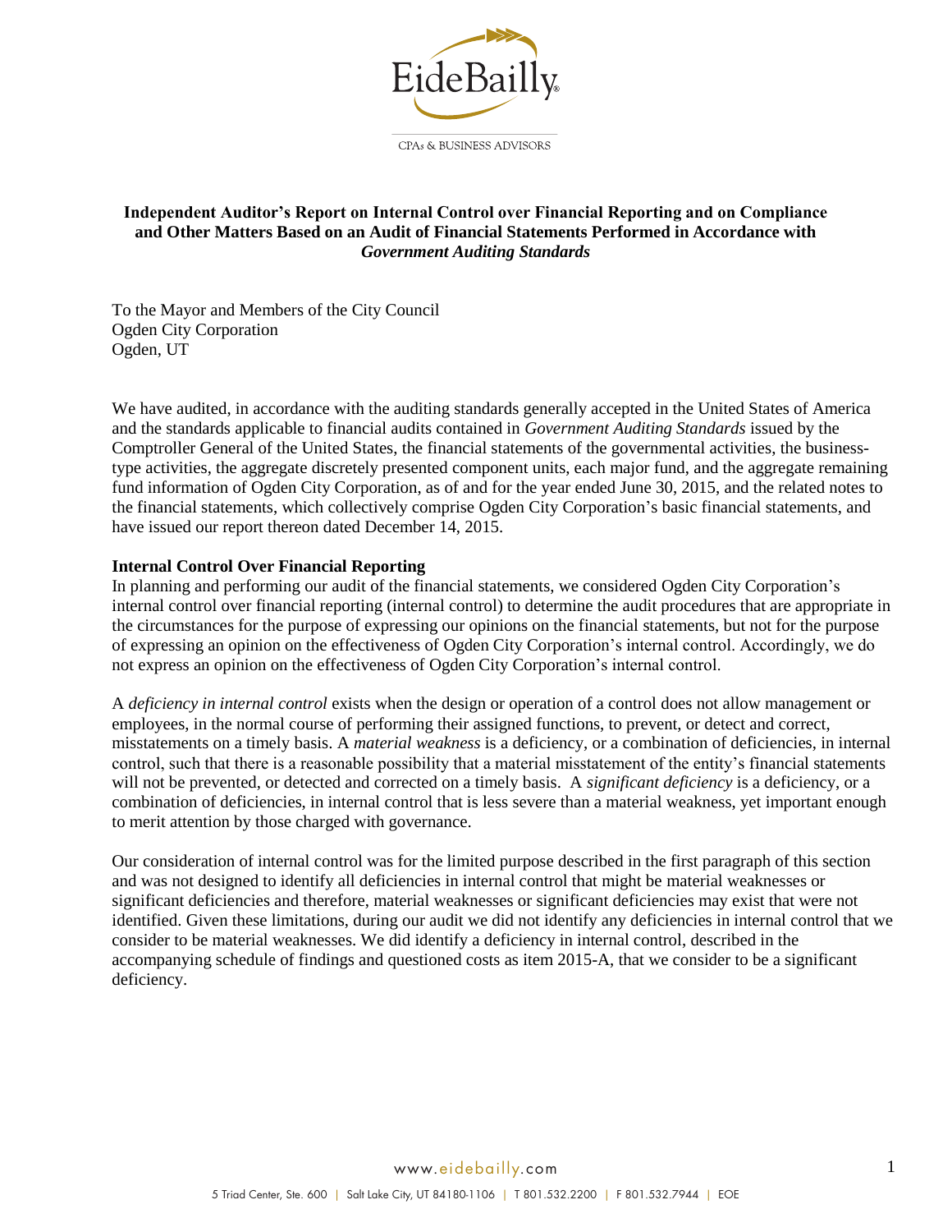**Independent Auditor's Report on Internal Control over Financial Reporting and on Compliance and Other Matters Based on an Audit of Financial Statements Performed in Accordance with *Government Auditing Standards***

To the Mayor and Members of the City Council
Ogden City Corporation
Ogden, UT

We have audited, in accordance with the auditing standards generally accepted in the United States of America and the standards applicable to financial audits contained in *Government Auditing Standards* issued by the Comptroller General of the United States, the financial statements of the governmental activities, the business-type activities, the aggregate discretely presented component units, each major fund, and the aggregate remaining fund information of Ogden City Corporation, as of and for the year ended June 30, 2015, and the related notes to the financial statements, which collectively comprise Ogden City Corporation's basic financial statements, and have issued our report thereon dated December 14, 2015.

**Internal Control Over Financial Reporting**

In planning and performing our audit of the financial statements, we considered Ogden City Corporation's internal control over financial reporting (internal control) to determine the audit procedures that are appropriate in the circumstances for the purpose of expressing our opinions on the financial statements, but not for the purpose of expressing an opinion on the effectiveness of Ogden City Corporation's internal control. Accordingly, we do not express an opinion on the effectiveness of Ogden City Corporation's internal control.

A *deficiency in internal control* exists when the design or operation of a control does not allow management or employees, in the normal course of performing their assigned functions, to prevent, or detect and correct, misstatements on a timely basis. A *material weakness* is a deficiency, or a combination of deficiencies, in internal control, such that there is a reasonable possibility that a material misstatement of the entity's financial statements will not be prevented, or detected and corrected on a timely basis. A *significant deficiency* is a deficiency, or a combination of deficiencies, in internal control that is less severe than a material weakness, yet important enough to merit attention by those charged with governance.

Our consideration of internal control was for the limited purpose described in the first paragraph of this section and was not designed to identify all deficiencies in internal control that might be material weaknesses or significant deficiencies and therefore, material weaknesses or significant deficiencies may exist that were not identified. Given these limitations, during our audit we did not identify any deficiencies in internal control that we consider to be material weaknesses. We did identify a deficiency in internal control, described in the accompanying schedule of findings and questioned costs as item 2015-A, that we consider to be a significant deficiency.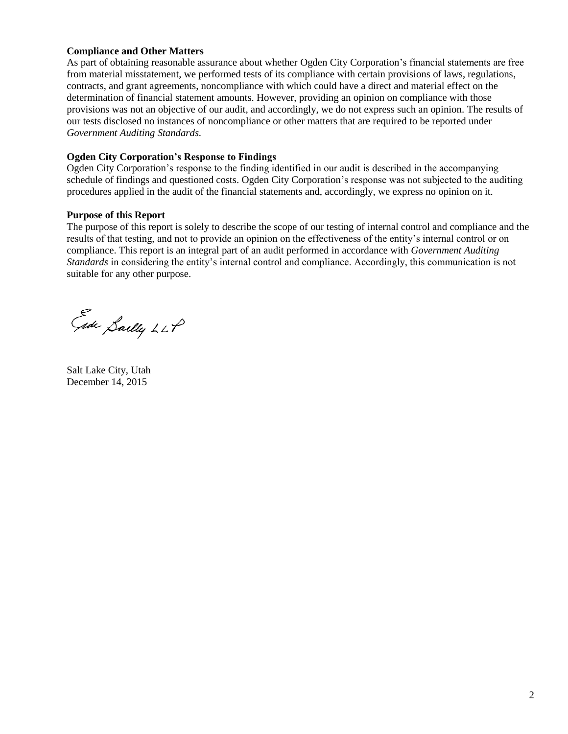**Compliance and Other Matters**
As part of obtaining reasonable assurance about whether Ogden City Corporation's financial statements are free from material misstatement, we performed tests of its compliance with certain provisions of laws, regulations, contracts, and grant agreements, noncompliance with which could have a direct and material effect on the determination of financial statement amounts. However, providing an opinion on compliance with those provisions was not an objective of our audit, and accordingly, we do not express such an opinion. The results of our tests disclosed no instances of noncompliance or other matters that are required to be reported under *Government Auditing Standards.*

**Ogden City Corporation's Response to Findings**
Ogden City Corporation's response to the finding identified in our audit is described in the accompanying schedule of findings and questioned costs. Ogden City Corporation's response was not subjected to the auditing procedures applied in the audit of the financial statements and, accordingly, we express no opinion on it.

**Purpose of this Report**
The purpose of this report is solely to describe the scope of our testing of internal control and compliance and the results of that testing, and not to provide an opinion on the effectiveness of the entity's internal control or on compliance. This report is an integral part of an audit performed in accordance with *Government Auditing Standards* in considering the entity's internal control and compliance. Accordingly, this communication is not suitable for any other purpose.

Eide Bailly LLP

Salt Lake City, Utah
December 14, 2015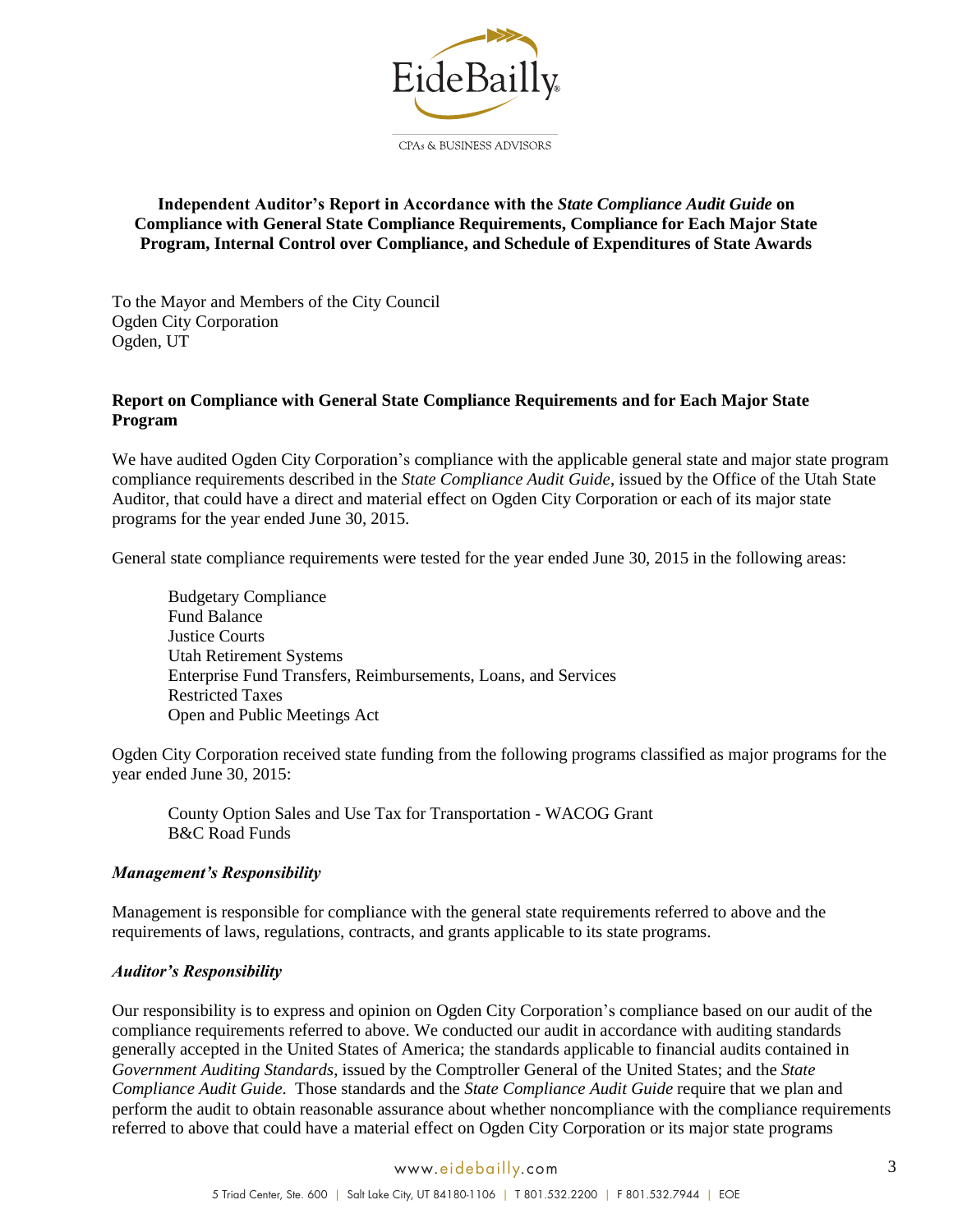EideBailly

CPAs & BUSINESS ADVISORS

**Independent Auditor's Report in Accordance with the *State Compliance Audit Guide* on Compliance with General State Compliance Requirements, Compliance for Each Major State Program, Internal Control over Compliance, and Schedule of Expenditures of State Awards**

To the Mayor and Members of the City Council
Ogden City Corporation
Ogden, UT

**Report on Compliance with General State Compliance Requirements and for Each Major State Program**

We have audited Ogden City Corporation's compliance with the applicable general state and major state program compliance requirements described in the *State Compliance Audit Guide*, issued by the Office of the Utah State Auditor, that could have a direct and material effect on Ogden City Corporation or each of its major state programs for the year ended June 30, 2015.

General state compliance requirements were tested for the year ended June 30, 2015 in the following areas:

- Budgetary Compliance
- Fund Balance
- Justice Courts
- Utah Retirement Systems
- Enterprise Fund Transfers, Reimbursements, Loans, and Services
- Restricted Taxes
- Open and Public Meetings Act

Ogden City Corporation received state funding from the following programs classified as major programs for the year ended June 30, 2015:

- County Option Sales and Use Tax for Transportation - WACOG Grant
- B&C Road Funds

***Management's Responsibility***

Management is responsible for compliance with the general state requirements referred to above and the requirements of laws, regulations, contracts, and grants applicable to its state programs.

***Auditor's Responsibility***

Our responsibility is to express and opinion on Ogden City Corporation's compliance based on our audit of the compliance requirements referred to above. We conducted our audit in accordance with auditing standards generally accepted in the United States of America; the standards applicable to financial audits contained in *Government Auditing Standards*, issued by the Comptroller General of the United States; and the *State Compliance Audit Guide*. Those standards and the *State Compliance Audit Guide* require that we plan and perform the audit to obtain reasonable assurance about whether noncompliance with the compliance requirements referred to above that could have a material effect on Ogden City Corporation or its major state programs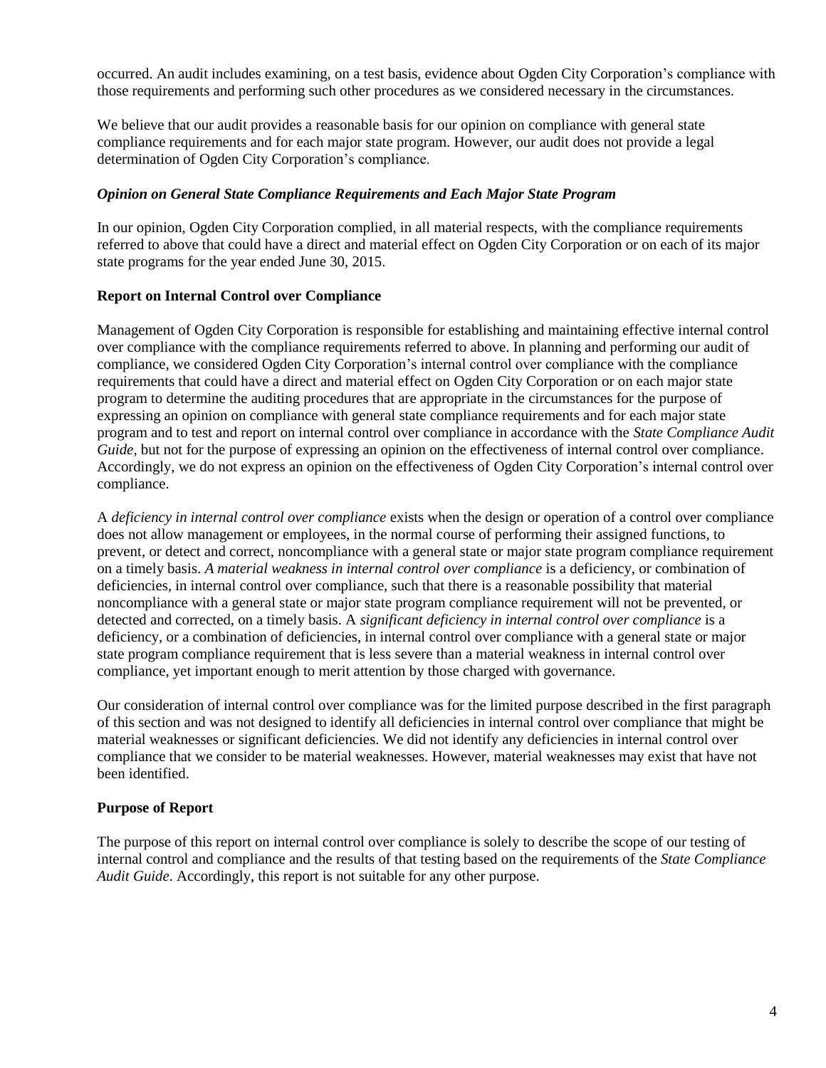occurred. An audit includes examining, on a test basis, evidence about Ogden City Corporation's compliance with those requirements and performing such other procedures as we considered necessary in the circumstances.

We believe that our audit provides a reasonable basis for our opinion on compliance with general state compliance requirements and for each major state program. However, our audit does not provide a legal determination of Ogden City Corporation's compliance.

### *Opinion on General State Compliance Requirements and Each Major State Program*

In our opinion, Ogden City Corporation complied, in all material respects, with the compliance requirements referred to above that could have a direct and material effect on Ogden City Corporation or on each of its major state programs for the year ended June 30, 2015.

### Report on Internal Control over Compliance

Management of Ogden City Corporation is responsible for establishing and maintaining effective internal control over compliance with the compliance requirements referred to above. In planning and performing our audit of compliance, we considered Ogden City Corporation's internal control over compliance with the compliance requirements that could have a direct and material effect on Ogden City Corporation or on each major state program to determine the auditing procedures that are appropriate in the circumstances for the purpose of expressing an opinion on compliance with general state compliance requirements and for each major state program and to test and report on internal control over compliance in accordance with the *State Compliance Audit Guide*, but not for the purpose of expressing an opinion on the effectiveness of internal control over compliance. Accordingly, we do not express an opinion on the effectiveness of Ogden City Corporation's internal control over compliance.

A *deficiency in internal control over compliance* exists when the design or operation of a control over compliance does not allow management or employees, in the normal course of performing their assigned functions, to prevent, or detect and correct, noncompliance with a general state or major state program compliance requirement on a timely basis. *A material weakness in internal control over compliance* is a deficiency, or combination of deficiencies, in internal control over compliance, such that there is a reasonable possibility that material noncompliance with a general state or major state program compliance requirement will not be prevented, or detected and corrected, on a timely basis. A *significant deficiency in internal control over compliance* is a deficiency, or a combination of deficiencies, in internal control over compliance with a general state or major state program compliance requirement that is less severe than a material weakness in internal control over compliance, yet important enough to merit attention by those charged with governance.

Our consideration of internal control over compliance was for the limited purpose described in the first paragraph of this section and was not designed to identify all deficiencies in internal control over compliance that might be material weaknesses or significant deficiencies. We did not identify any deficiencies in internal control over compliance that we consider to be material weaknesses. However, material weaknesses may exist that have not been identified.

### Purpose of Report

The purpose of this report on internal control over compliance is solely to describe the scope of our testing of internal control and compliance and the results of that testing based on the requirements of the *State Compliance Audit Guide*. Accordingly, this report is not suitable for any other purpose.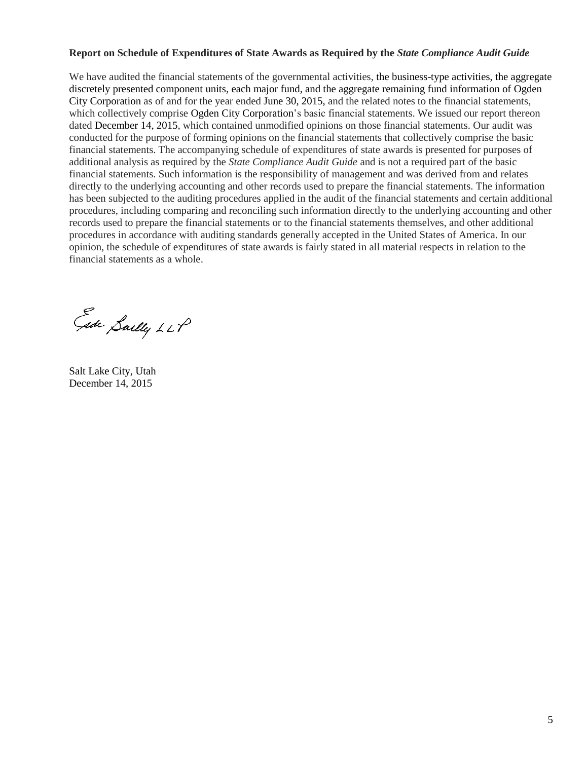**Report on Schedule of Expenditures of State Awards as Required by the *State Compliance Audit Guide***

We have audited the financial statements of the governmental activities, the business-type activities, the aggregate discretely presented component units, each major fund, and the aggregate remaining fund information of Ogden City Corporation as of and for the year ended June 30, 2015, and the related notes to the financial statements, which collectively comprise Ogden City Corporation's basic financial statements. We issued our report thereon dated December 14, 2015, which contained unmodified opinions on those financial statements. Our audit was conducted for the purpose of forming opinions on the financial statements that collectively comprise the basic financial statements. The accompanying schedule of expenditures of state awards is presented for purposes of additional analysis as required by the *State Compliance Audit Guide* and is not a required part of the basic financial statements. Such information is the responsibility of management and was derived from and relates directly to the underlying accounting and other records used to prepare the financial statements. The information has been subjected to the auditing procedures applied in the audit of the financial statements and certain additional procedures, including comparing and reconciling such information directly to the underlying accounting and other records used to prepare the financial statements or to the financial statements themselves, and other additional procedures in accordance with auditing standards generally accepted in the United States of America. In our opinion, the schedule of expenditures of state awards is fairly stated in all material respects in relation to the financial statements as a whole.

Eide Bailly LLP

Salt Lake City, Utah
December 14, 2015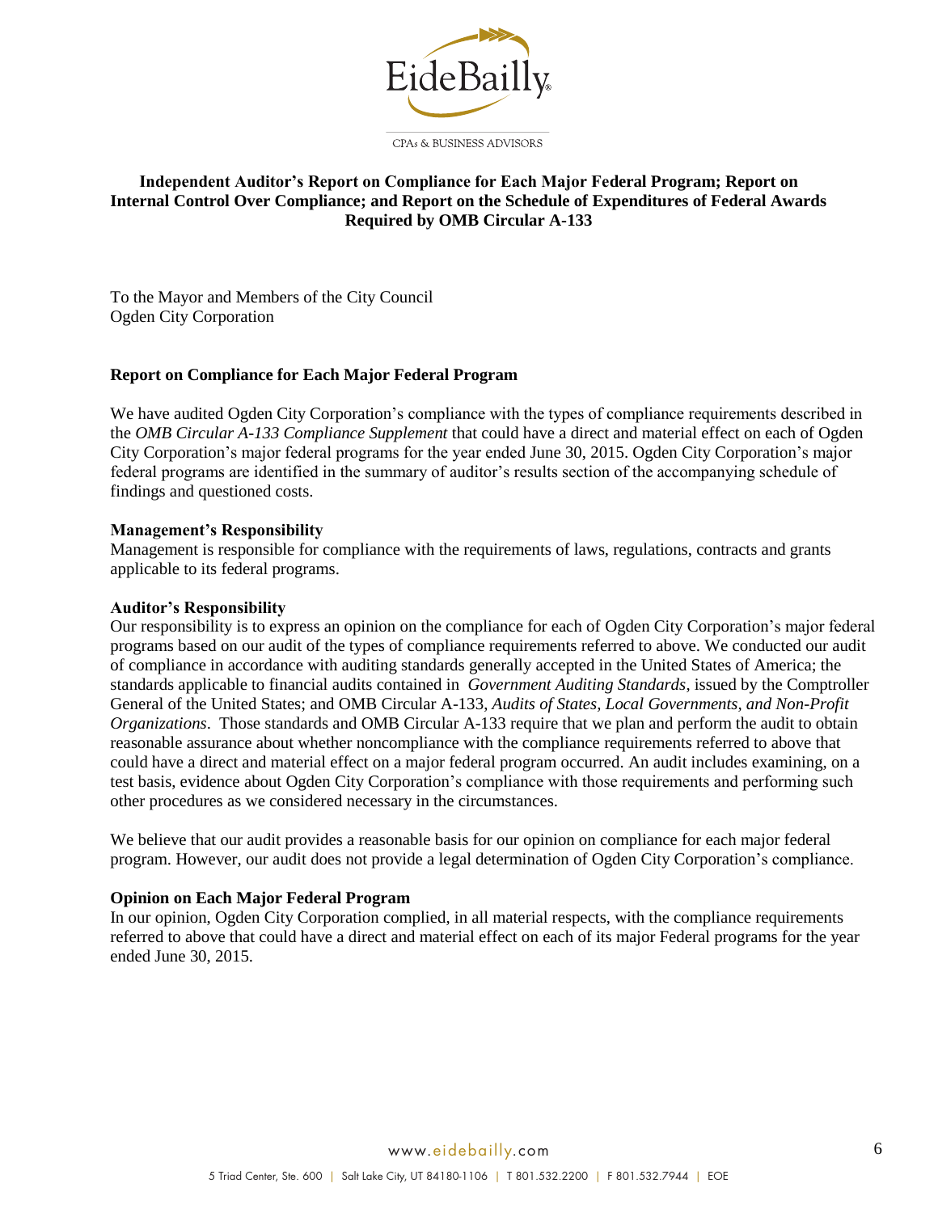## Independent Auditor's Report on Compliance for Each Major Federal Program; Report on Internal Control Over Compliance; and Report on the Schedule of Expenditures of Federal Awards Required by OMB Circular A-133

To the Mayor and Members of the City Council
Ogden City Corporation

### Report on Compliance for Each Major Federal Program

We have audited Ogden City Corporation's compliance with the types of compliance requirements described in the *OMB Circular A-133 Compliance Supplement* that could have a direct and material effect on each of Ogden City Corporation's major federal programs for the year ended June 30, 2015. Ogden City Corporation's major federal programs are identified in the summary of auditor's results section of the accompanying schedule of findings and questioned costs.

**Management's Responsibility**

Management is responsible for compliance with the requirements of laws, regulations, contracts and grants applicable to its federal programs.

**Auditor's Responsibility**

Our responsibility is to express an opinion on the compliance for each of Ogden City Corporation's major federal programs based on our audit of the types of compliance requirements referred to above. We conducted our audit of compliance in accordance with auditing standards generally accepted in the United States of America; the standards applicable to financial audits contained in *Government Auditing Standards*, issued by the Comptroller General of the United States; and OMB Circular A-133, *Audits of States, Local Governments, and Non-Profit Organizations*. Those standards and OMB Circular A-133 require that we plan and perform the audit to obtain reasonable assurance about whether noncompliance with the compliance requirements referred to above that could have a direct and material effect on a major federal program occurred. An audit includes examining, on a test basis, evidence about Ogden City Corporation's compliance with those requirements and performing such other procedures as we considered necessary in the circumstances.

We believe that our audit provides a reasonable basis for our opinion on compliance for each major federal program. However, our audit does not provide a legal determination of Ogden City Corporation's compliance.

**Opinion on Each Major Federal Program**

In our opinion, Ogden City Corporation complied, in all material respects, with the compliance requirements referred to above that could have a direct and material effect on each of its major Federal programs for the year ended June 30, 2015.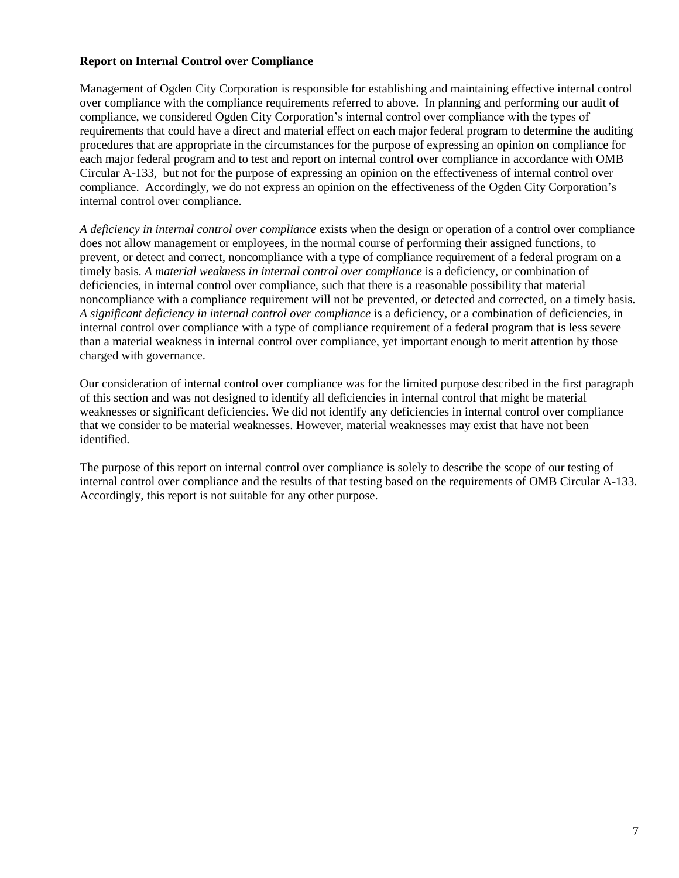**Report on Internal Control over Compliance**

Management of Ogden City Corporation is responsible for establishing and maintaining effective internal control over compliance with the compliance requirements referred to above. In planning and performing our audit of compliance, we considered Ogden City Corporation's internal control over compliance with the types of requirements that could have a direct and material effect on each major federal program to determine the auditing procedures that are appropriate in the circumstances for the purpose of expressing an opinion on compliance for each major federal program and to test and report on internal control over compliance in accordance with OMB Circular A-133, but not for the purpose of expressing an opinion on the effectiveness of internal control over compliance. Accordingly, we do not express an opinion on the effectiveness of the Ogden City Corporation's internal control over compliance.

*A deficiency in internal control over compliance* exists when the design or operation of a control over compliance does not allow management or employees, in the normal course of performing their assigned functions, to prevent, or detect and correct, noncompliance with a type of compliance requirement of a federal program on a timely basis. *A material weakness in internal control over compliance* is a deficiency, or combination of deficiencies, in internal control over compliance, such that there is a reasonable possibility that material noncompliance with a compliance requirement will not be prevented, or detected and corrected, on a timely basis. *A significant deficiency in internal control over compliance* is a deficiency, or a combination of deficiencies, in internal control over compliance with a type of compliance requirement of a federal program that is less severe than a material weakness in internal control over compliance, yet important enough to merit attention by those charged with governance.

Our consideration of internal control over compliance was for the limited purpose described in the first paragraph of this section and was not designed to identify all deficiencies in internal control that might be material weaknesses or significant deficiencies. We did not identify any deficiencies in internal control over compliance that we consider to be material weaknesses. However, material weaknesses may exist that have not been identified.

The purpose of this report on internal control over compliance is solely to describe the scope of our testing of internal control over compliance and the results of that testing based on the requirements of OMB Circular A-133. Accordingly, this report is not suitable for any other purpose.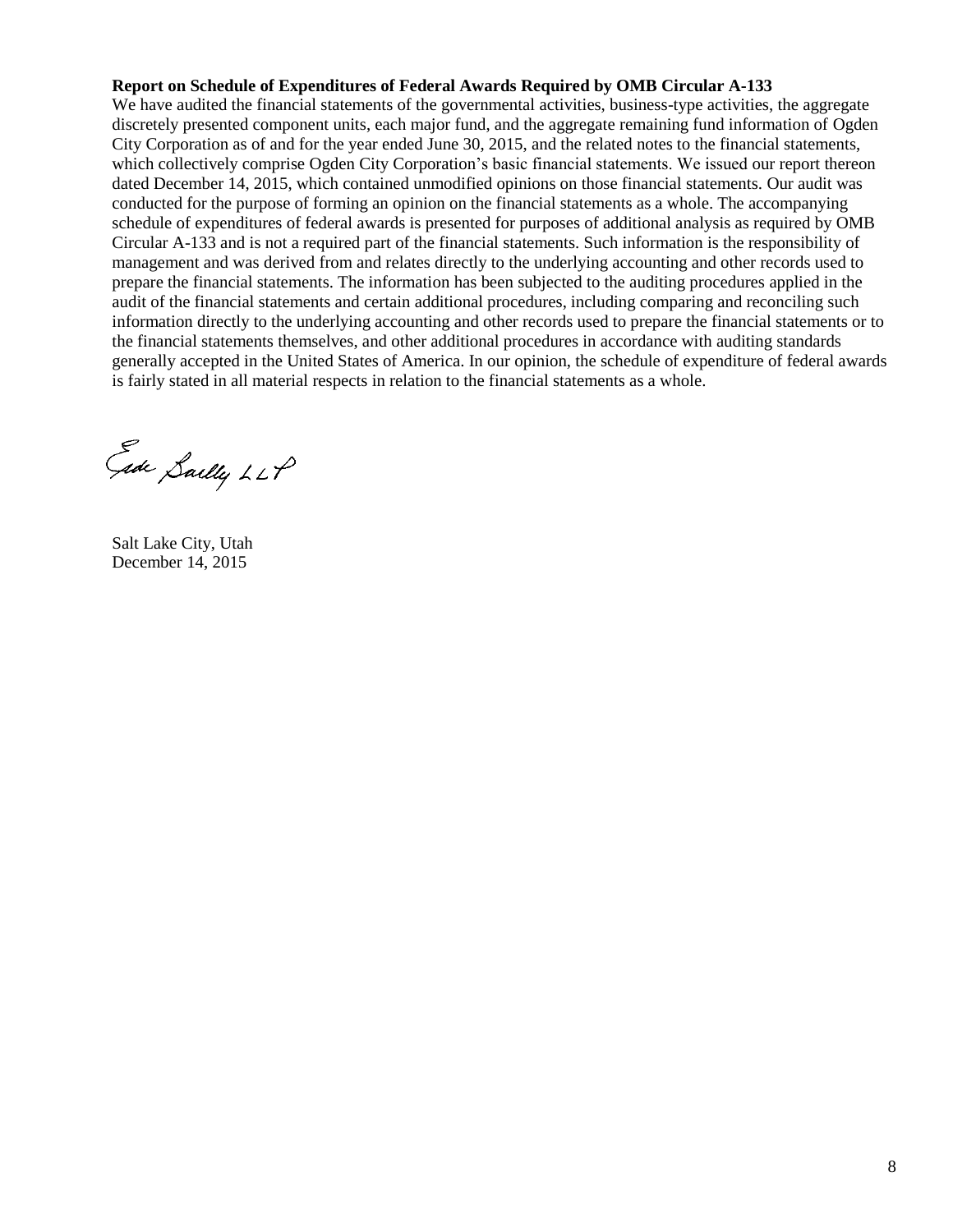**Report on Schedule of Expenditures of Federal Awards Required by OMB Circular A-133**

We have audited the financial statements of the governmental activities, business-type activities, the aggregate discretely presented component units, each major fund, and the aggregate remaining fund information of Ogden City Corporation as of and for the year ended June 30, 2015, and the related notes to the financial statements, which collectively comprise Ogden City Corporation's basic financial statements. We issued our report thereon dated December 14, 2015, which contained unmodified opinions on those financial statements. Our audit was conducted for the purpose of forming an opinion on the financial statements as a whole. The accompanying schedule of expenditures of federal awards is presented for purposes of additional analysis as required by OMB Circular A-133 and is not a required part of the financial statements. Such information is the responsibility of management and was derived from and relates directly to the underlying accounting and other records used to prepare the financial statements. The information has been subjected to the auditing procedures applied in the audit of the financial statements and certain additional procedures, including comparing and reconciling such information directly to the underlying accounting and other records used to prepare the financial statements or to the financial statements themselves, and other additional procedures in accordance with auditing standards generally accepted in the United States of America. In our opinion, the schedule of expenditure of federal awards is fairly stated in all material respects in relation to the financial statements as a whole.

Eide Bailly LLP

Salt Lake City, Utah
December 14, 2015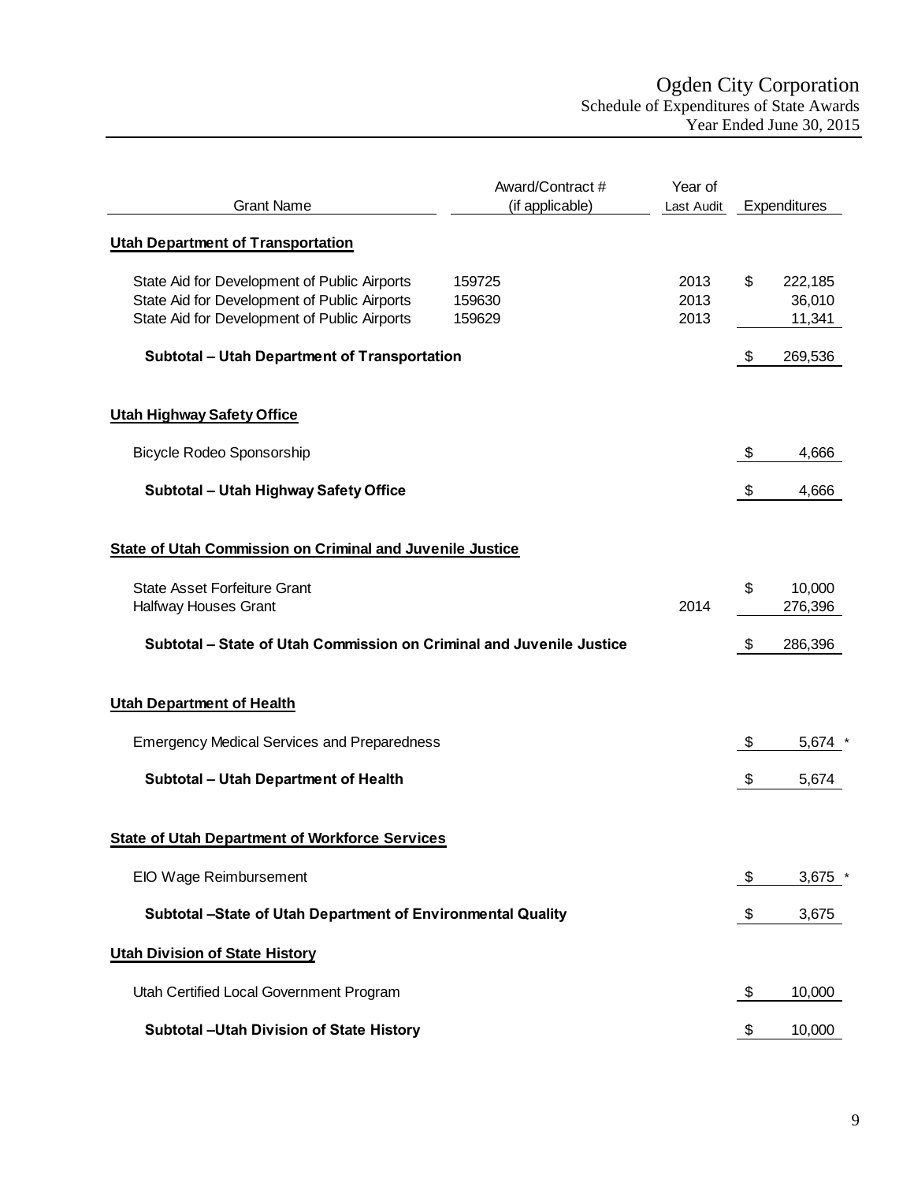# Ogden City Corporation

## Schedule of Expenditures of State Awards

### Year Ended June 30, 2015

| Grant Name | Award/Contract # (if applicable) | Year of Last Audit | Expenditures |
|---|---|---|---|
| **Utah Department of Transportation** | | | |
| State Aid for Development of Public Airports | 159725 | 2013 | $ 222,185 |
| State Aid for Development of Public Airports | 159630 | 2013 | 36,010 |
| State Aid for Development of Public Airports | 159629 | 2013 | 11,341 |
| **Subtotal – Utah Department of Transportation** | | | $ 269,536 |
| **Utah Highway Safety Office** | | | |
| Bicycle Rodeo Sponsorship | | | $ 4,666 |
| **Subtotal – Utah Highway Safety Office** | | | $ 4,666 |
| **State of Utah Commission on Criminal and Juvenile Justice** | | | |
| State Asset Forfeiture Grant | | | $ 10,000 |
| Halfway Houses Grant | | 2014 | 276,396 |
| **Subtotal – State of Utah Commission on Criminal and Juvenile Justice** | | | $ 286,396 |
| **Utah Department of Health** | | | |
| Emergency Medical Services and Preparedness | | | $ 5,674 * |
| **Subtotal – Utah Department of Health** | | | $ 5,674 |
| **State of Utah Department of Workforce Services** | | | |
| EIO Wage Reimbursement | | | $ 3,675 * |
| **Subtotal –State of Utah Department of Environmental Quality** | | | $ 3,675 |
| **Utah Division of State History** | | | |
| Utah Certified Local Government Program | | | $ 10,000 |
| **Subtotal –Utah Division of State History** | | | $ 10,000 |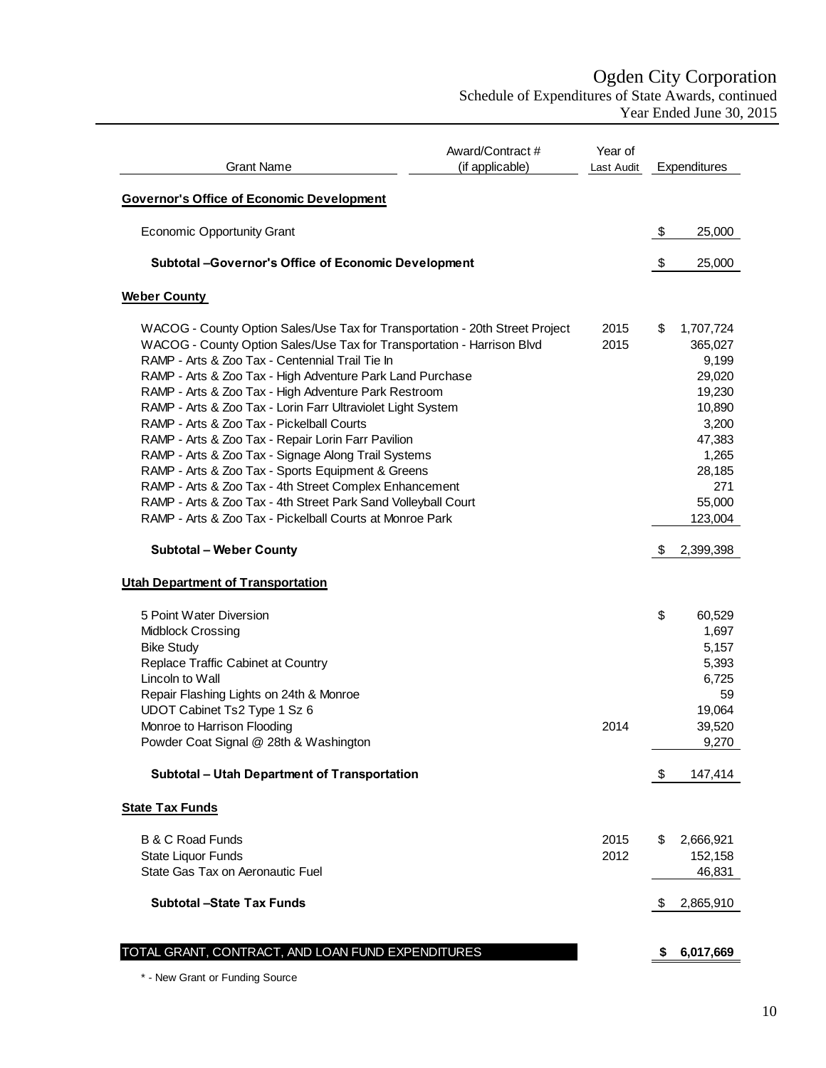# Ogden City Corporation
## Schedule of Expenditures of State Awards, continued
### Year Ended June 30, 2015

| Grant Name | Award/Contract # (if applicable) | Year of Last Audit | Expenditures |
|---|---|---|---|
| **Governor's Office of Economic Development** | | | |
| Economic Opportunity Grant | | | $ 25,000 |
| **Subtotal –Governor's Office of Economic Development** | | | $ 25,000 |
| **Weber County** | | | |
| WACOG - County Option Sales/Use Tax for Transportation - 20th Street Project | | 2015 | $ 1,707,724 |
| WACOG - County Option Sales/Use Tax for Transportation - Harrison Blvd | | 2015 | 365,027 |
| RAMP - Arts & Zoo Tax - Centennial Trail Tie In | | | 9,199 |
| RAMP - Arts & Zoo Tax - High Adventure Park Land Purchase | | | 29,020 |
| RAMP - Arts & Zoo Tax - High Adventure Park Restroom | | | 19,230 |
| RAMP - Arts & Zoo Tax - Lorin Farr Ultraviolet Light System | | | 10,890 |
| RAMP - Arts & Zoo Tax - Pickelball Courts | | | 3,200 |
| RAMP - Arts & Zoo Tax - Repair Lorin Farr Pavilion | | | 47,383 |
| RAMP - Arts & Zoo Tax - Signage Along Trail Systems | | | 1,265 |
| RAMP - Arts & Zoo Tax - Sports Equipment & Greens | | | 28,185 |
| RAMP - Arts & Zoo Tax - 4th Street Complex Enhancement | | | 271 |
| RAMP - Arts & Zoo Tax - 4th Street Park Sand Volleyball Court | | | 55,000 |
| RAMP - Arts & Zoo Tax - Pickelball Courts at Monroe Park | | | 123,004 |
| **Subtotal – Weber County** | | | $ 2,399,398 |
| **Utah Department of Transportation** | | | |
| 5 Point Water Diversion | | | $ 60,529 |
| Midblock Crossing | | | 1,697 |
| Bike Study | | | 5,157 |
| Replace Traffic Cabinet at Country | | | 5,393 |
| Lincoln to Wall | | | 6,725 |
| Repair Flashing Lights on 24th & Monroe | | | 59 |
| UDOT Cabinet Ts2 Type 1 Sz 6 | | | 19,064 |
| Monroe to Harrison Flooding | | 2014 | 39,520 |
| Powder Coat Signal @ 28th & Washington | | | 9,270 |
| **Subtotal – Utah Department of Transportation** | | | $ 147,414 |
| **State Tax Funds** | | | |
| B & C Road Funds | | 2015 | $ 2,666,921 |
| State Liquor Funds | | 2012 | 152,158 |
| State Gas Tax on Aeronautic Fuel | | | 46,831 |
| **Subtotal –State Tax Funds** | | | $ 2,865,910 |
| TOTAL GRANT, CONTRACT, AND LOAN FUND EXPENDITURES | | | **$ 6,017,669** |

\* - New Grant or Funding Source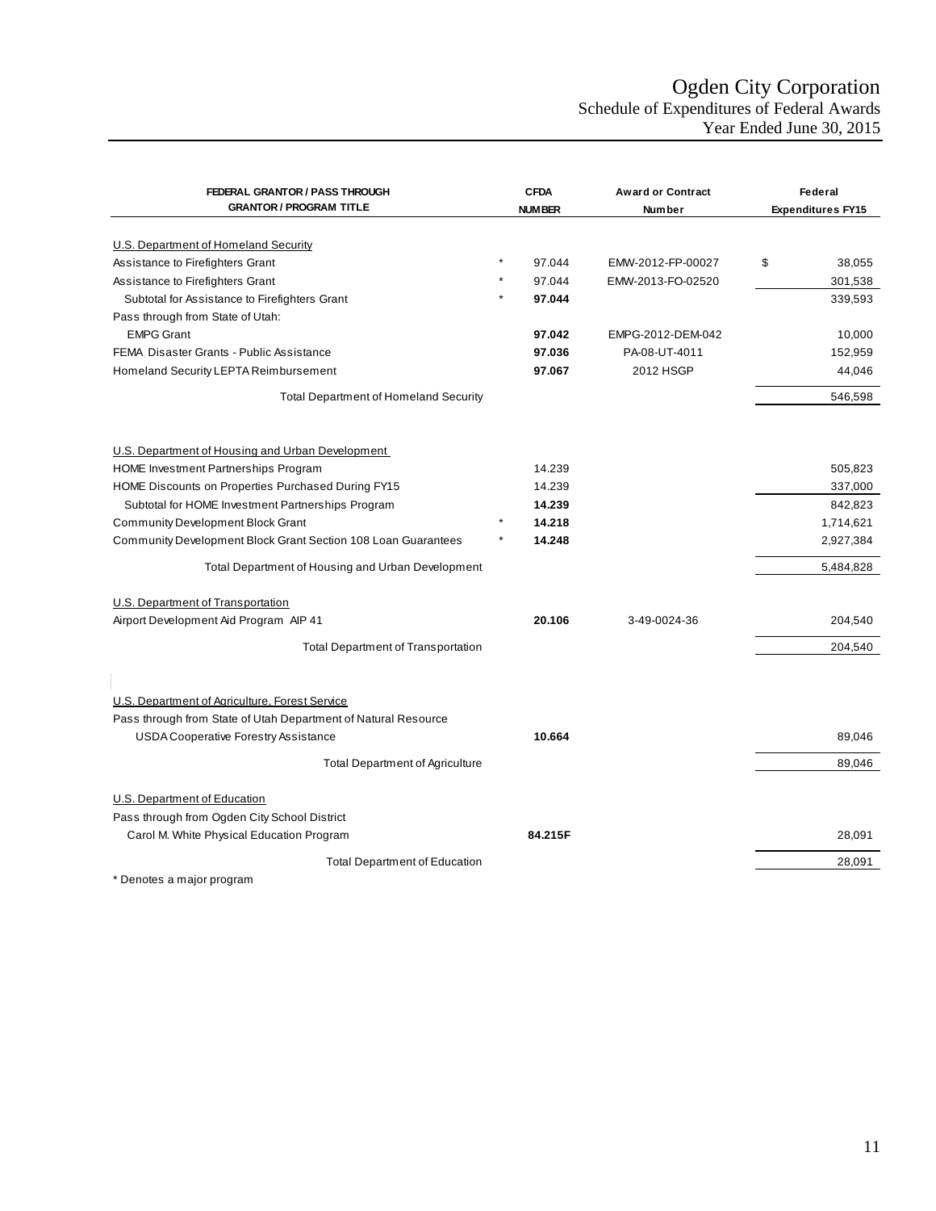# Ogden City Corporation
## Schedule of Expenditures of Federal Awards
### Year Ended June 30, 2015

| FEDERAL GRANTOR / PASS THROUGH GRANTOR / PROGRAM TITLE | | CFDA NUMBER | Award or Contract Number | Federal Expenditures FY15 |
|---|---|---|---|---|
| U.S. Department of Homeland Security | | | | |
| Assistance to Firefighters Grant | * | 97.044 | EMW-2012-FP-00027 | $ 38,055 |
| Assistance to Firefighters Grant | * | 97.044 | EMW-2013-FO-02520 | 301,538 |
| Subtotal for Assistance to Firefighters Grant | * | **97.044** | | 339,593 |
| Pass through from State of Utah: | | | | |
| EMPG Grant | | **97.042** | EMPG-2012-DEM-042 | 10,000 |
| FEMA Disaster Grants - Public Assistance | | **97.036** | PA-08-UT-4011 | 152,959 |
| Homeland Security LEPTA Reimbursement | | **97.067** | 2012 HSGP | 44,046 |
| Total Department of Homeland Security | | | | 546,598 |
| U.S. Department of Housing and Urban Development | | | | |
| HOME Investment Partnerships Program | | 14.239 | | 505,823 |
| HOME Discounts on Properties Purchased During FY15 | | 14.239 | | 337,000 |
| Subtotal for HOME Investment Partnerships Program | | **14.239** | | 842,823 |
| Community Development Block Grant | * | **14.218** | | 1,714,621 |
| Community Development Block Grant Section 108 Loan Guarantees | * | **14.248** | | 2,927,384 |
| Total Department of Housing and Urban Development | | | | 5,484,828 |
| U.S. Department of Transportation | | | | |
| Airport Development Aid Program AIP 41 | | **20.106** | 3-49-0024-36 | 204,540 |
| Total Department of Transportation | | | | 204,540 |
| U.S. Department of Agriculture, Forest Service | | | | |
| Pass through from State of Utah Department of Natural Resource | | | | |
| USDA Cooperative Forestry Assistance | | **10.664** | | 89,046 |
| Total Department of Agriculture | | | | 89,046 |
| U.S. Department of Education | | | | |
| Pass through from Ogden City School District | | | | |
| Carol M. White Physical Education Program | | **84.215F** | | 28,091 |
| Total Department of Education | | | | 28,091 |

* Denotes a major program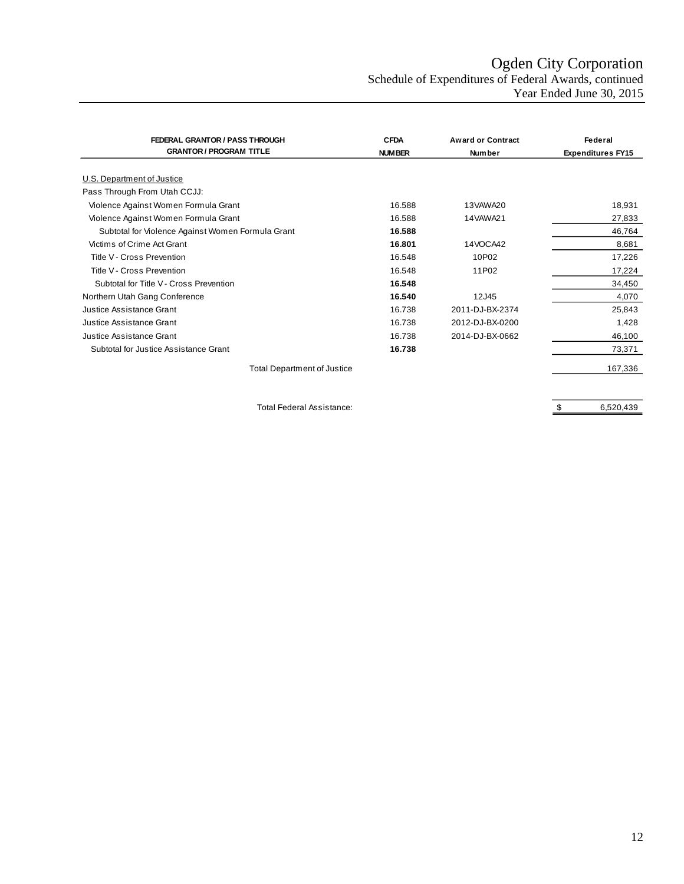# Ogden City Corporation

Schedule of Expenditures of Federal Awards, continued

Year Ended June 30, 2015

| FEDERAL GRANTOR / PASS THROUGH GRANTOR / PROGRAM TITLE | CFDA NUMBER | Award or Contract Number | Federal Expenditures FY15 |
|---|---|---|---|
| U.S. Department of Justice | | | |
| Pass Through From Utah CCJJ: | | | |
| Violence Against Women Formula Grant | 16.588 | 13VAWA20 | 18,931 |
| Violence Against Women Formula Grant | 16.588 | 14VAWA21 | 27,833 |
| Subtotal for Violence Against Women Formula Grant | **16.588** | | 46,764 |
| Victims of Crime Act Grant | **16.801** | 14VOCA42 | 8,681 |
| Title V - Cross Prevention | 16.548 | 10P02 | 17,226 |
| Title V - Cross Prevention | 16.548 | 11P02 | 17,224 |
| Subtotal for Title V - Cross Prevention | **16.548** | | 34,450 |
| Northern Utah Gang Conference | **16.540** | 12J45 | 4,070 |
| Justice Assistance Grant | 16.738 | 2011-DJ-BX-2374 | 25,843 |
| Justice Assistance Grant | 16.738 | 2012-DJ-BX-0200 | 1,428 |
| Justice Assistance Grant | 16.738 | 2014-DJ-BX-0662 | 46,100 |
| Subtotal for Justice Assistance Grant | **16.738** | | 73,371 |
| Total Department of Justice | | | 167,336 |
| Total Federal Assistance: | | | $ 6,520,439 |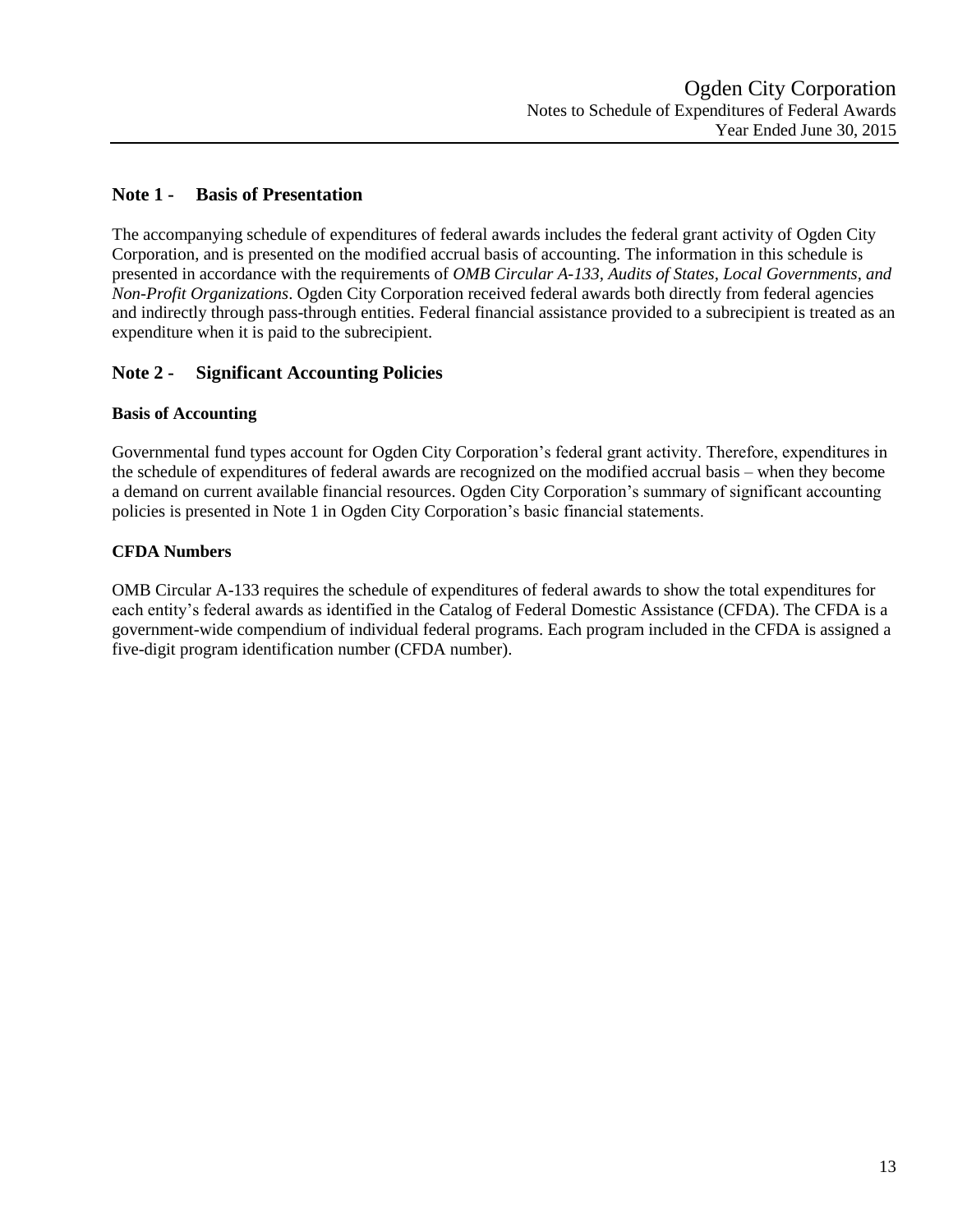## Note 1 - Basis of Presentation

The accompanying schedule of expenditures of federal awards includes the federal grant activity of Ogden City Corporation, and is presented on the modified accrual basis of accounting. The information in this schedule is presented in accordance with the requirements of *OMB Circular A-133, Audits of States, Local Governments, and Non-Profit Organizations*. Ogden City Corporation received federal awards both directly from federal agencies and indirectly through pass-through entities. Federal financial assistance provided to a subrecipient is treated as an expenditure when it is paid to the subrecipient.

## Note 2 - Significant Accounting Policies

### Basis of Accounting

Governmental fund types account for Ogden City Corporation's federal grant activity. Therefore, expenditures in the schedule of expenditures of federal awards are recognized on the modified accrual basis – when they become a demand on current available financial resources. Ogden City Corporation's summary of significant accounting policies is presented in Note 1 in Ogden City Corporation's basic financial statements.

### CFDA Numbers

OMB Circular A-133 requires the schedule of expenditures of federal awards to show the total expenditures for each entity's federal awards as identified in the Catalog of Federal Domestic Assistance (CFDA). The CFDA is a government-wide compendium of individual federal programs. Each program included in the CFDA is assigned a five-digit program identification number (CFDA number).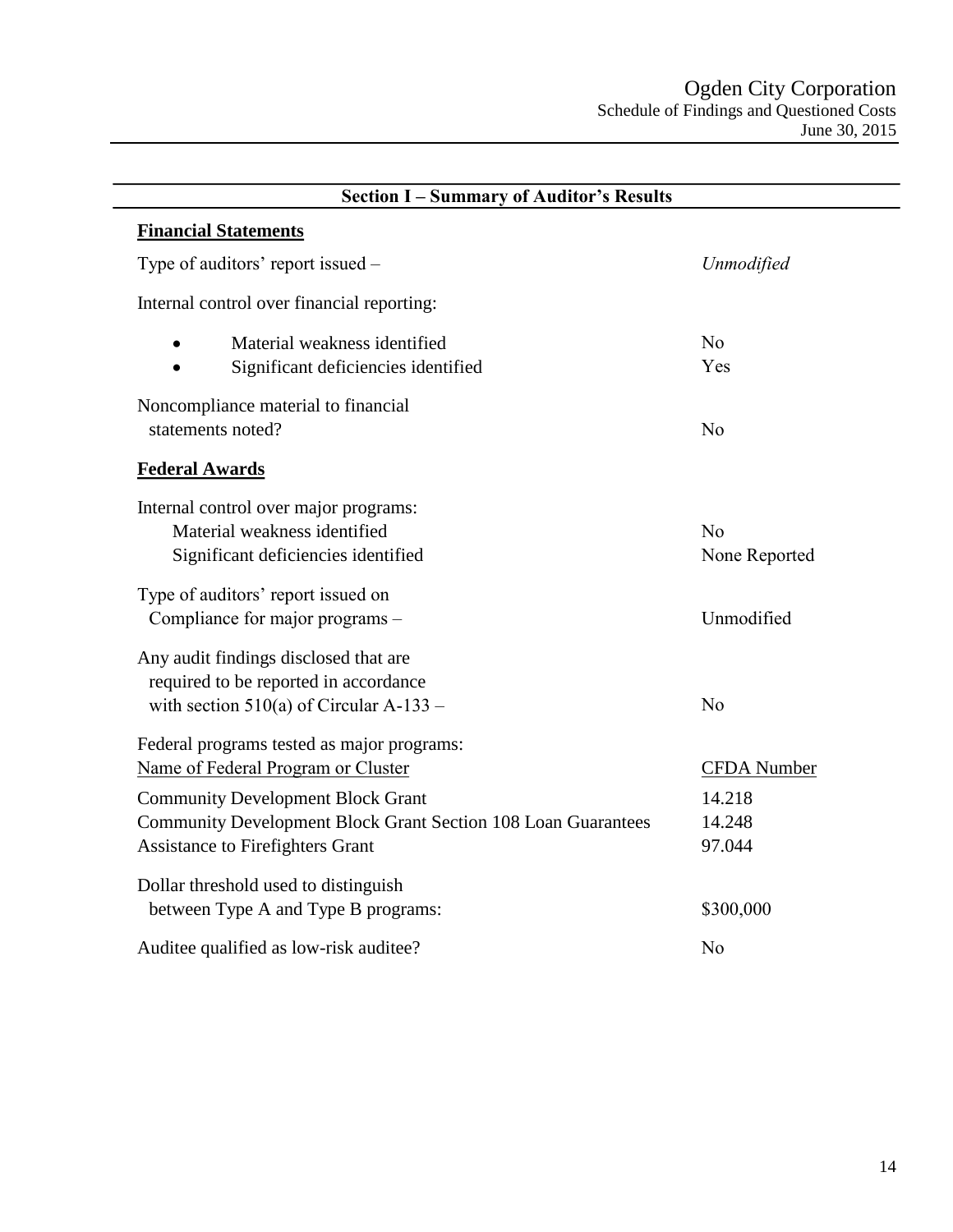Ogden City Corporation
Schedule of Findings and Questioned Costs
June 30, 2015

## Section I – Summary of Auditor's Results

**Financial Statements**

| | |
|---|---|
| Type of auditors' report issued – | *Unmodified* |
| Internal control over financial reporting: | |
| • Material weakness identified | No |
| • Significant deficiencies identified | Yes |
| Noncompliance material to financial statements noted? | No |

**Federal Awards**

| | |
|---|---|
| Internal control over major programs: | |
| Material weakness identified | No |
| Significant deficiencies identified | None Reported |
| Type of auditors' report issued on Compliance for major programs – | Unmodified |
| Any audit findings disclosed that are required to be reported in accordance with section 510(a) of Circular A-133 – | No |

Federal programs tested as major programs:

| Name of Federal Program or Cluster | CFDA Number |
|---|---|
| Community Development Block Grant | 14.218 |
| Community Development Block Grant Section 108 Loan Guarantees | 14.248 |
| Assistance to Firefighters Grant | 97.044 |

| | |
|---|---|
| Dollar threshold used to distinguish between Type A and Type B programs: | \$300,000 |
| Auditee qualified as low-risk auditee? | No |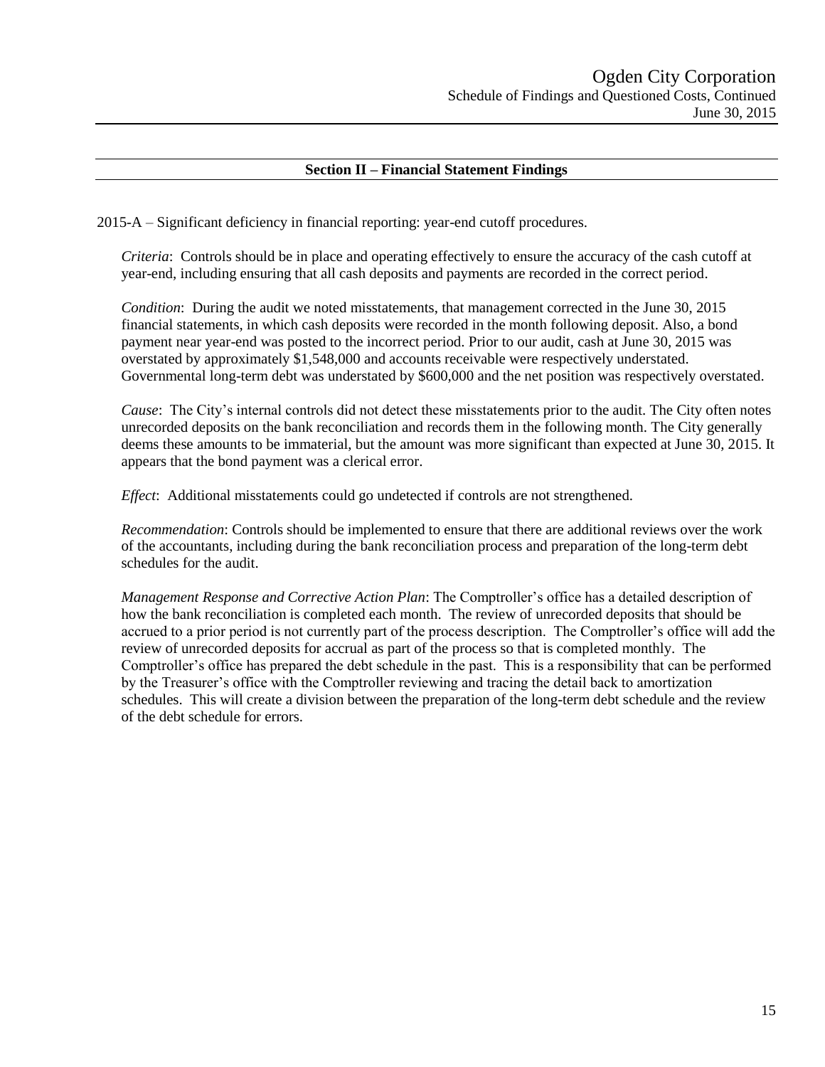## Section II – Financial Statement Findings

2015-A – Significant deficiency in financial reporting: year-end cutoff procedures.

*Criteria*: Controls should be in place and operating effectively to ensure the accuracy of the cash cutoff at year-end, including ensuring that all cash deposits and payments are recorded in the correct period.

*Condition*: During the audit we noted misstatements, that management corrected in the June 30, 2015 financial statements, in which cash deposits were recorded in the month following deposit. Also, a bond payment near year-end was posted to the incorrect period. Prior to our audit, cash at June 30, 2015 was overstated by approximately $1,548,000 and accounts receivable were respectively understated. Governmental long-term debt was understated by $600,000 and the net position was respectively overstated.

*Cause*: The City's internal controls did not detect these misstatements prior to the audit. The City often notes unrecorded deposits on the bank reconciliation and records them in the following month. The City generally deems these amounts to be immaterial, but the amount was more significant than expected at June 30, 2015. It appears that the bond payment was a clerical error.

*Effect*: Additional misstatements could go undetected if controls are not strengthened.

*Recommendation*: Controls should be implemented to ensure that there are additional reviews over the work of the accountants, including during the bank reconciliation process and preparation of the long-term debt schedules for the audit.

*Management Response and Corrective Action Plan*: The Comptroller's office has a detailed description of how the bank reconciliation is completed each month. The review of unrecorded deposits that should be accrued to a prior period is not currently part of the process description. The Comptroller's office will add the review of unrecorded deposits for accrual as part of the process so that is completed monthly. The Comptroller's office has prepared the debt schedule in the past. This is a responsibility that can be performed by the Treasurer's office with the Comptroller reviewing and tracing the detail back to amortization schedules. This will create a division between the preparation of the long-term debt schedule and the review of the debt schedule for errors.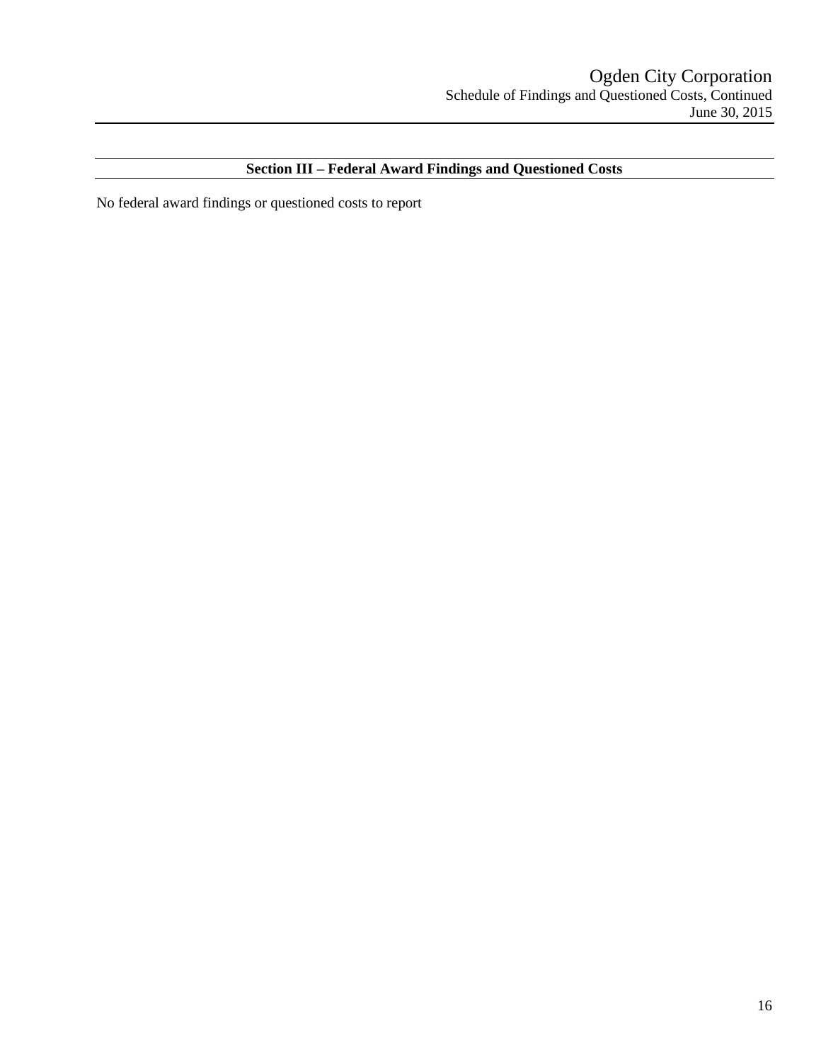## Section III – Federal Award Findings and Questioned Costs

No federal award findings or questioned costs to report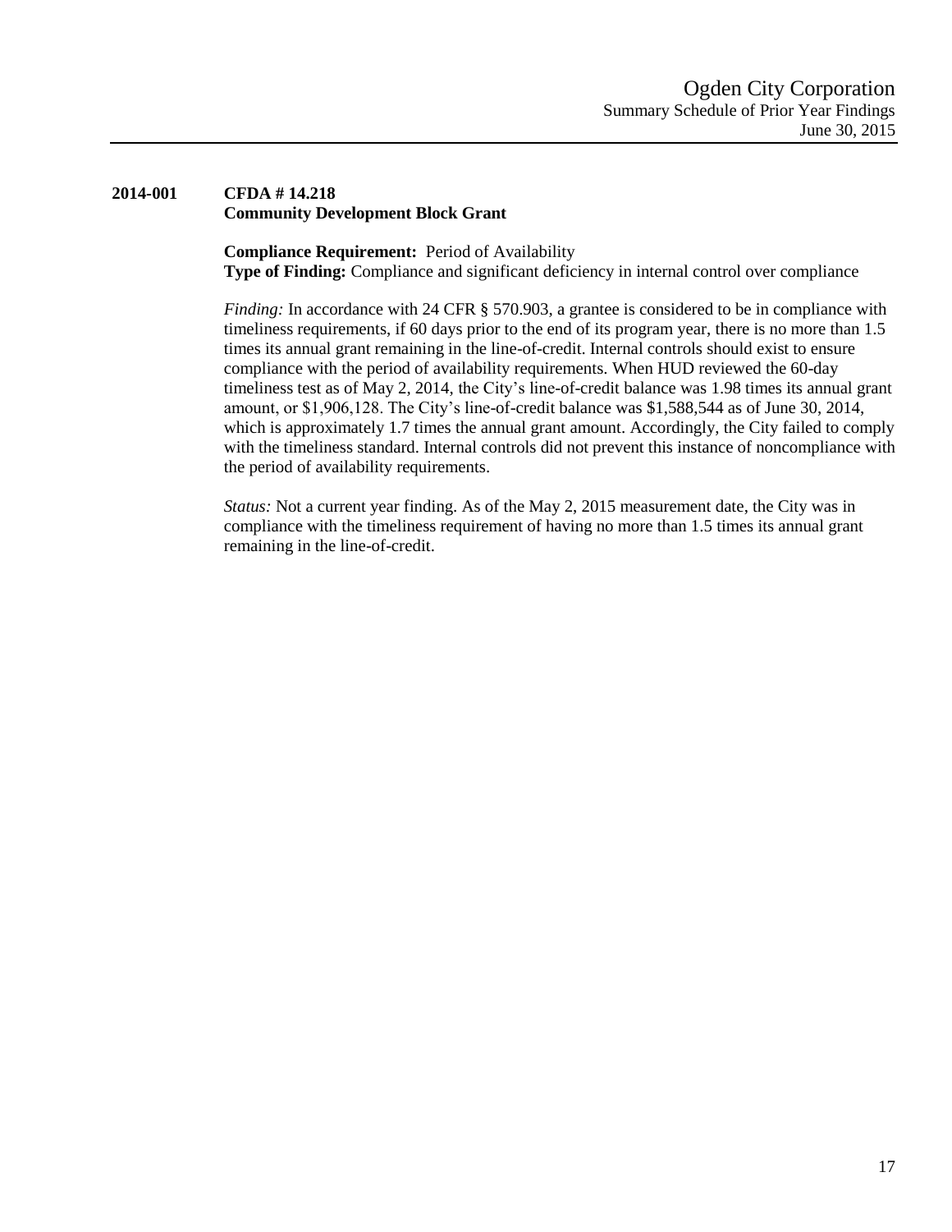**2014-001 CFDA # 14.218**
**Community Development Block Grant**

**Compliance Requirement:** Period of Availability
**Type of Finding:** Compliance and significant deficiency in internal control over compliance

*Finding:* In accordance with 24 CFR § 570.903, a grantee is considered to be in compliance with timeliness requirements, if 60 days prior to the end of its program year, there is no more than 1.5 times its annual grant remaining in the line-of-credit. Internal controls should exist to ensure compliance with the period of availability requirements. When HUD reviewed the 60-day timeliness test as of May 2, 2014, the City's line-of-credit balance was 1.98 times its annual grant amount, or $1,906,128. The City's line-of-credit balance was $1,588,544 as of June 30, 2014, which is approximately 1.7 times the annual grant amount. Accordingly, the City failed to comply with the timeliness standard. Internal controls did not prevent this instance of noncompliance with the period of availability requirements.

*Status:* Not a current year finding. As of the May 2, 2015 measurement date, the City was in compliance with the timeliness requirement of having no more than 1.5 times its annual grant remaining in the line-of-credit.